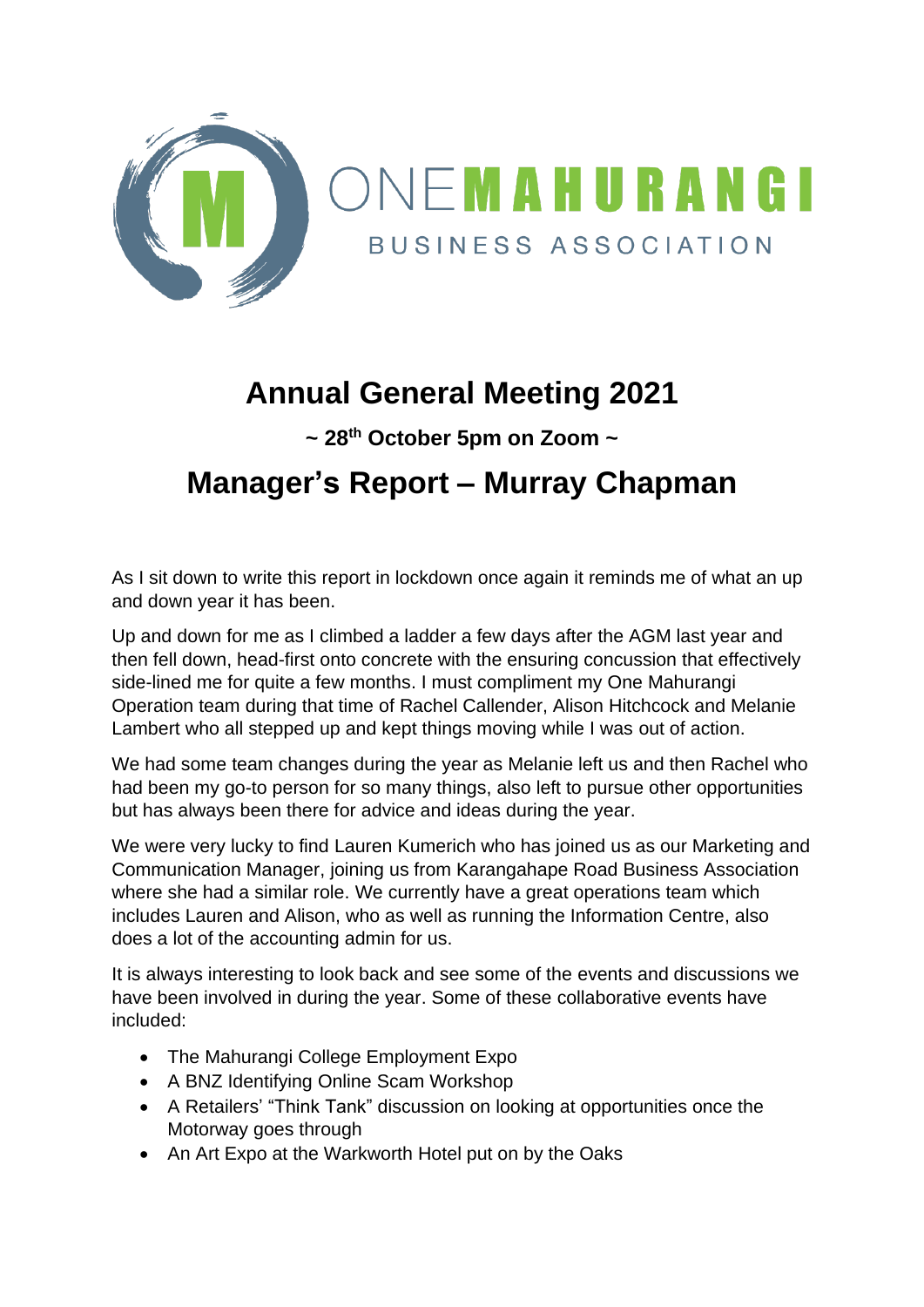ONEMAHURANGI

BUSINESS ASSOCIATION

# Annual General Meeting 2021

### ~ 28th October 5pm on Zoom ~

## Manager's Report – Murray Chapman

As I sit down to write this report in lockdown once again it reminds me of what an up and down year it has been.

Up and down for me as I climbed a ladder a few days after the AGM last year and then fell down, head-first onto concrete with the ensuring concussion that effectively side-lined me for quite a few months. I must compliment my One Mahurangi Operation team during that time of Rachel Callender, Alison Hitchcock and Melanie Lambert who all stepped up and kept things moving while I was out of action.

We had some team changes during the year as Melanie left us and then Rachel who had been my go-to person for so many things, also left to pursue other opportunities but has always been there for advice and ideas during the year.

We were very lucky to find Lauren Kumerich who has joined us as our Marketing and Communication Manager, joining us from Karangahape Road Business Association where she had a similar role. We currently have a great operations team which includes Lauren and Alison, who as well as running the Information Centre, also does a lot of the accounting admin for us.

It is always interesting to look back and see some of the events and discussions we have been involved in during the year. Some of these collaborative events have included:

- The Mahurangi College Employment Expo
- A BNZ Identifying Online Scam Workshop
- A Retailers' "Think Tank" discussion on looking at opportunities once the Motorway goes through
- An Art Expo at the Warkworth Hotel put on by the Oaks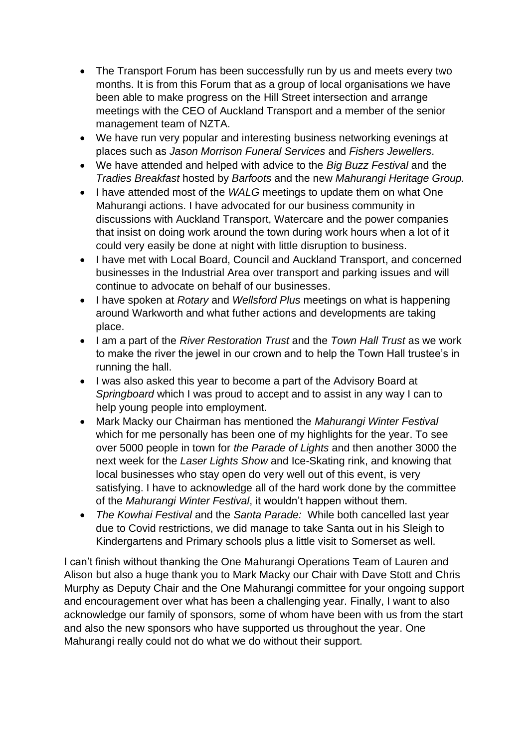- The Transport Forum has been successfully run by us and meets every two months. It is from this Forum that as a group of local organisations we have been able to make progress on the Hill Street intersection and arrange meetings with the CEO of Auckland Transport and a member of the senior management team of NZTA.
- We have run very popular and interesting business networking evenings at places such as *Jason Morrison Funeral Services* and *Fishers Jewellers*.
- We have attended and helped with advice to the *Big Buzz Festival* and the *Tradies Breakfast* hosted by *Barfoots* and the new *Mahurangi Heritage Group.*
- I have attended most of the *WALG* meetings to update them on what One Mahurangi actions. I have advocated for our business community in discussions with Auckland Transport, Watercare and the power companies that insist on doing work around the town during work hours when a lot of it could very easily be done at night with little disruption to business.
- I have met with Local Board, Council and Auckland Transport, and concerned businesses in the Industrial Area over transport and parking issues and will continue to advocate on behalf of our businesses.
- I have spoken at *Rotary* and *Wellsford Plus* meetings on what is happening around Warkworth and what futher actions and developments are taking place.
- I am a part of the *River Restoration Trust* and the *Town Hall Trust* as we work to make the river the jewel in our crown and to help the Town Hall trustee's in running the hall.
- I was also asked this year to become a part of the Advisory Board at *Springboard* which I was proud to accept and to assist in any way I can to help young people into employment.
- Mark Macky our Chairman has mentioned the *Mahurangi Winter Festival* which for me personally has been one of my highlights for the year. To see over 5000 people in town for *the Parade of Lights* and then another 3000 the next week for the *Laser Lights Show* and Ice-Skating rink, and knowing that local businesses who stay open do very well out of this event, is very satisfying. I have to acknowledge all of the hard work done by the committee of the *Mahurangi Winter Festival*, it wouldn't happen without them.
- *The Kowhai Festival* and the *Santa Parade:* While both cancelled last year due to Covid restrictions, we did manage to take Santa out in his Sleigh to Kindergartens and Primary schools plus a little visit to Somerset as well.

I can't finish without thanking the One Mahurangi Operations Team of Lauren and Alison but also a huge thank you to Mark Macky our Chair with Dave Stott and Chris Murphy as Deputy Chair and the One Mahurangi committee for your ongoing support and encouragement over what has been a challenging year. Finally, I want to also acknowledge our family of sponsors, some of whom have been with us from the start and also the new sponsors who have supported us throughout the year. One Mahurangi really could not do what we do without their support.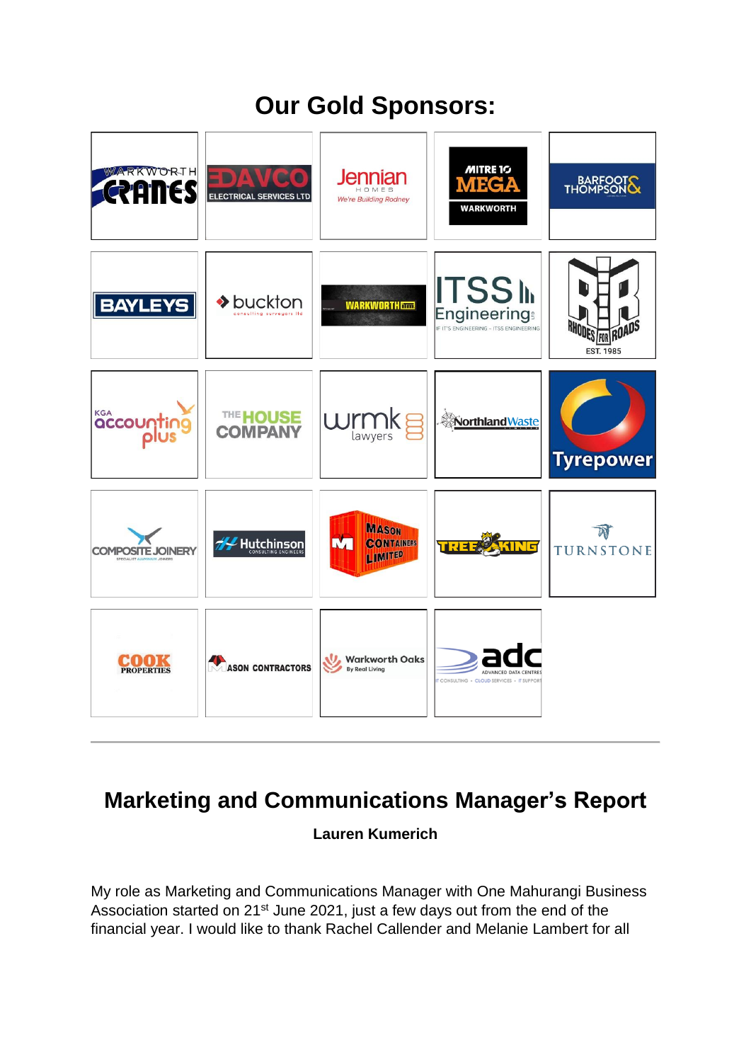## Our Gold Sponsors:

## Marketing and Communications Manager's Report

**Lauren Kumerich**

My role as Marketing and Communications Manager with One Mahurangi Business Association started on 21st June 2021, just a few days out from the end of the financial year. I would like to thank Rachel Callender and Melanie Lambert for all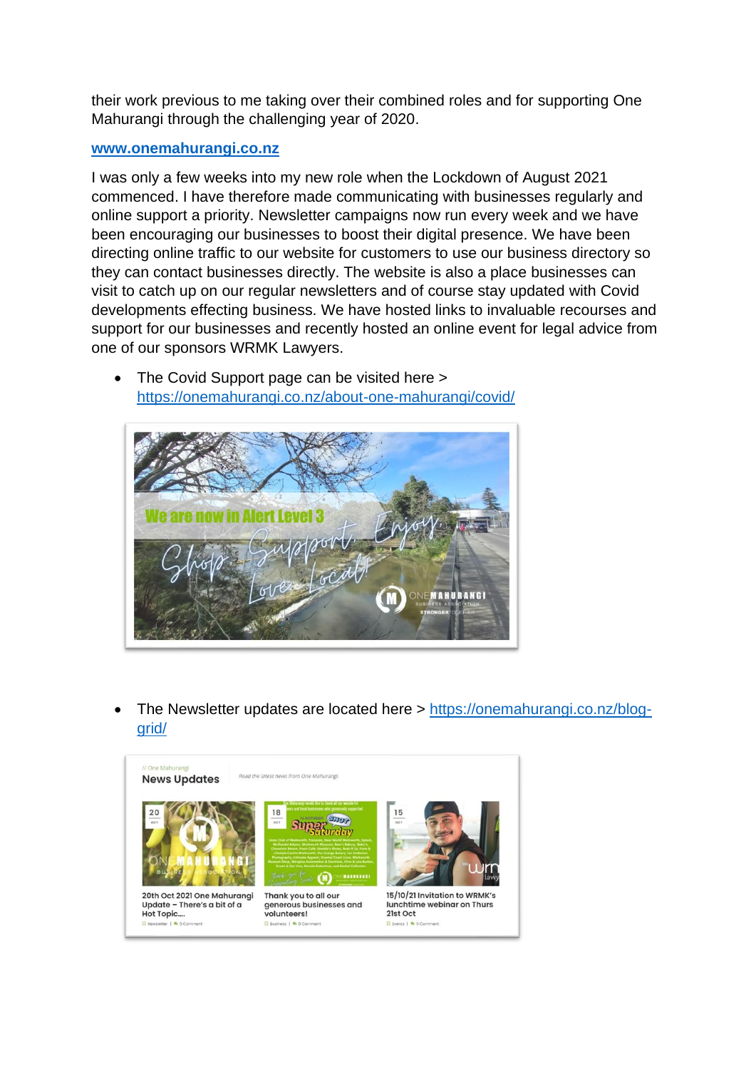their work previous to me taking over their combined roles and for supporting One Mahurangi through the challenging year of 2020.

**www.onemahurangi.co.nz**

I was only a few weeks into my new role when the Lockdown of August 2021 commenced. I have therefore made communicating with businesses regularly and online support a priority. Newsletter campaigns now run every week and we have been encouraging our businesses to boost their digital presence. We have been directing online traffic to our website for customers to use our business directory so they can contact businesses directly. The website is also a place businesses can visit to catch up on our regular newsletters and of course stay updated with Covid developments effecting business. We have hosted links to invaluable recourses and support for our businesses and recently hosted an online event for legal advice from one of our sponsors WRMK Lawyers.

- The Covid Support page can be visited here > https://onemahurangi.co.nz/about-one-mahurangi/covid/

- The Newsletter updates are located here > https://onemahurangi.co.nz/blog-grid/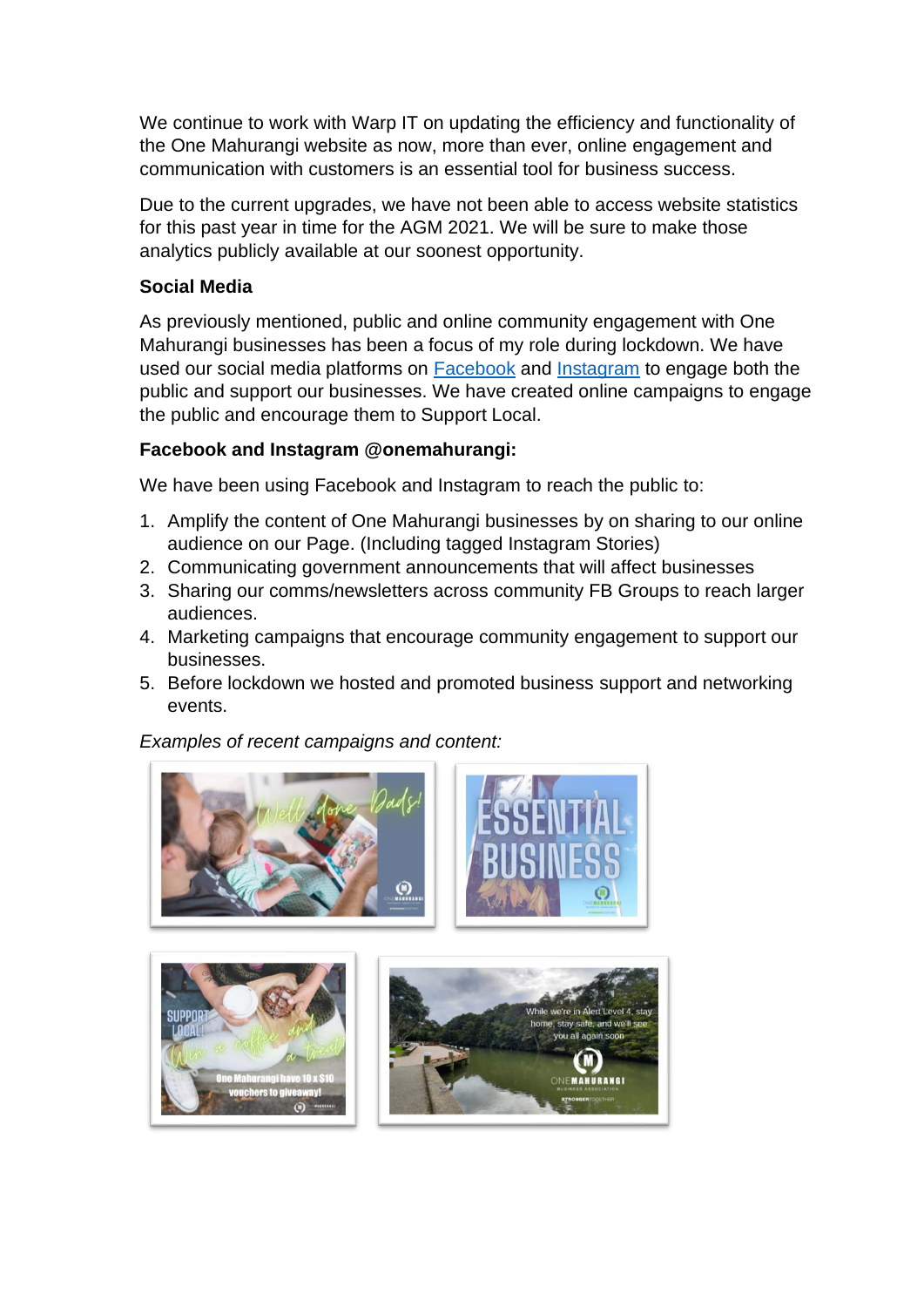We continue to work with Warp IT on updating the efficiency and functionality of the One Mahurangi website as now, more than ever, online engagement and communication with customers is an essential tool for business success.

Due to the current upgrades, we have not been able to access website statistics for this past year in time for the AGM 2021. We will be sure to make those analytics publicly available at our soonest opportunity.

**Social Media**

As previously mentioned, public and online community engagement with One Mahurangi businesses has been a focus of my role during lockdown. We have used our social media platforms on [Facebook]() and [Instagram]() to engage both the public and support our businesses. We have created online campaigns to engage the public and encourage them to Support Local.

**Facebook and Instagram @onemahurangi:**

We have been using Facebook and Instagram to reach the public to:

1. Amplify the content of One Mahurangi businesses by on sharing to our online audience on our Page. (Including tagged Instagram Stories)
2. Communicating government announcements that will affect businesses
3. Sharing our comms/newsletters across community FB Groups to reach larger audiences.
4. Marketing campaigns that encourage community engagement to support our businesses.
5. Before lockdown we hosted and promoted business support and networking events.

*Examples of recent campaigns and content:*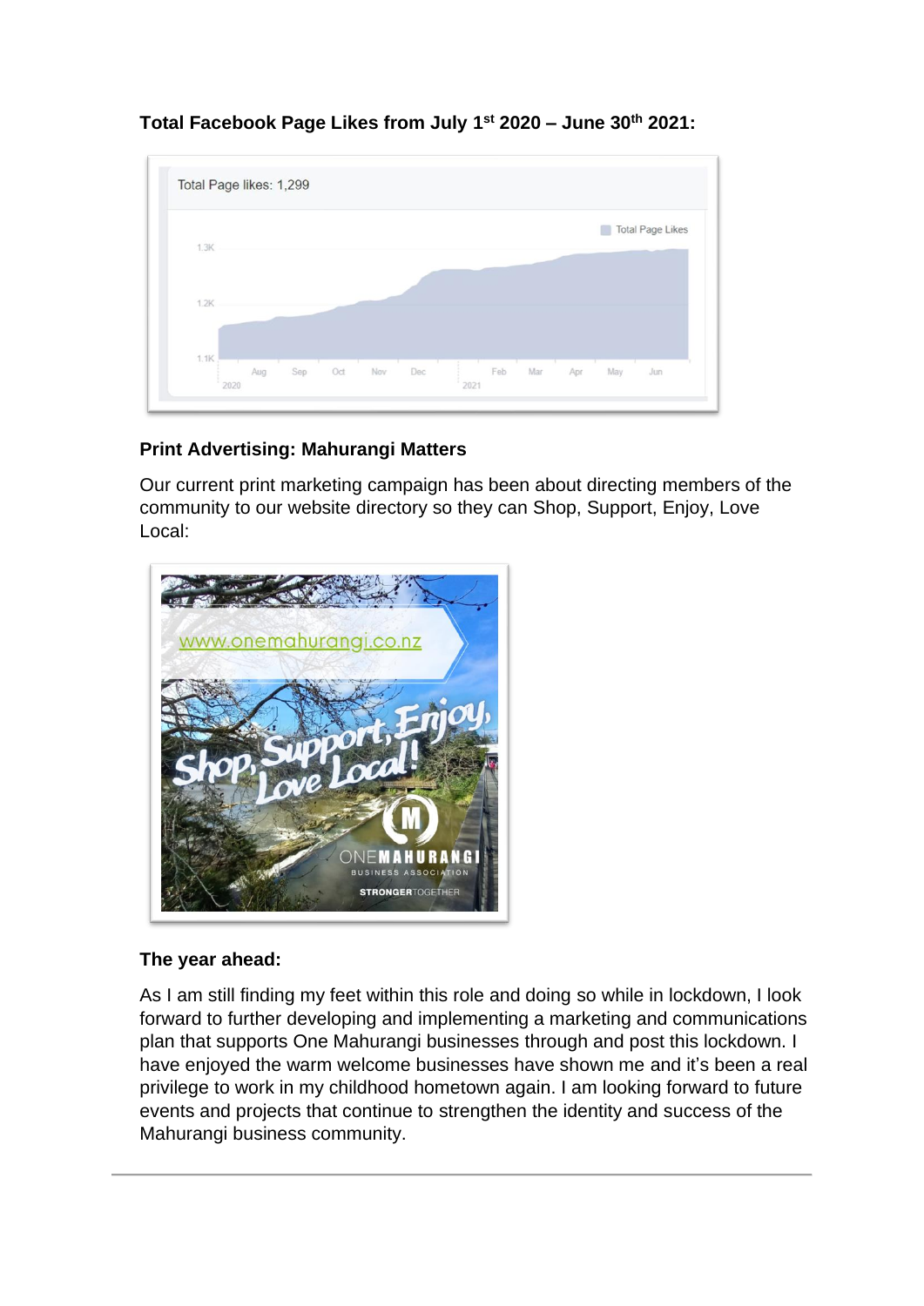**Total Facebook Page Likes from July 1st 2020 – June 30th 2021:**

**Print Advertising: Mahurangi Matters**

Our current print marketing campaign has been about directing members of the community to our website directory so they can Shop, Support, Enjoy, Love Local:

**The year ahead:**

As I am still finding my feet within this role and doing so while in lockdown, I look forward to further developing and implementing a marketing and communications plan that supports One Mahurangi businesses through and post this lockdown. I have enjoyed the warm welcome businesses have shown me and it's been a real privilege to work in my childhood hometown again. I am looking forward to future events and projects that continue to strengthen the identity and success of the Mahurangi business community.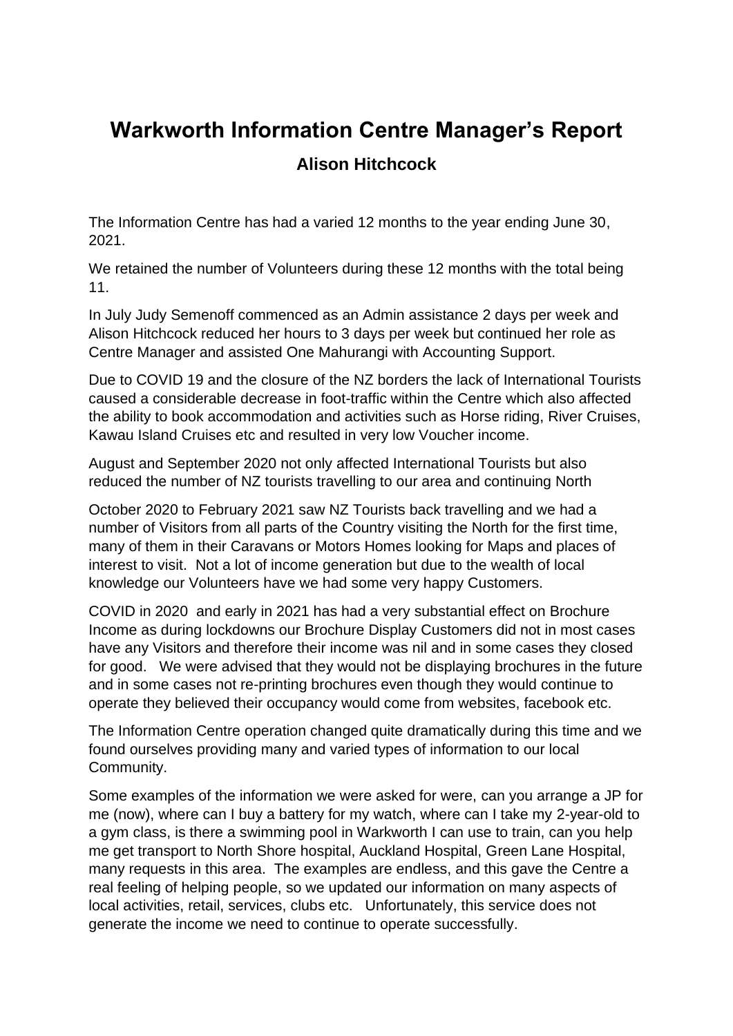# Warkworth Information Centre Manager's Report

## Alison Hitchcock

The Information Centre has had a varied 12 months to the year ending June 30, 2021.

We retained the number of Volunteers during these 12 months with the total being 11.

In July Judy Semenoff commenced as an Admin assistance 2 days per week and Alison Hitchcock reduced her hours to 3 days per week but continued her role as Centre Manager and assisted One Mahurangi with Accounting Support.

Due to COVID 19 and the closure of the NZ borders the lack of International Tourists caused a considerable decrease in foot-traffic within the Centre which also affected the ability to book accommodation and activities such as Horse riding, River Cruises, Kawau Island Cruises etc and resulted in very low Voucher income.

August and September 2020 not only affected International Tourists but also reduced the number of NZ tourists travelling to our area and continuing North

October 2020 to February 2021 saw NZ Tourists back travelling and we had a number of Visitors from all parts of the Country visiting the North for the first time, many of them in their Caravans or Motors Homes looking for Maps and places of interest to visit. Not a lot of income generation but due to the wealth of local knowledge our Volunteers have we had some very happy Customers.

COVID in 2020 and early in 2021 has had a very substantial effect on Brochure Income as during lockdowns our Brochure Display Customers did not in most cases have any Visitors and therefore their income was nil and in some cases they closed for good. We were advised that they would not be displaying brochures in the future and in some cases not re-printing brochures even though they would continue to operate they believed their occupancy would come from websites, facebook etc.

The Information Centre operation changed quite dramatically during this time and we found ourselves providing many and varied types of information to our local Community.

Some examples of the information we were asked for were, can you arrange a JP for me (now), where can I buy a battery for my watch, where can I take my 2-year-old to a gym class, is there a swimming pool in Warkworth I can use to train, can you help me get transport to North Shore hospital, Auckland Hospital, Green Lane Hospital, many requests in this area. The examples are endless, and this gave the Centre a real feeling of helping people, so we updated our information on many aspects of local activities, retail, services, clubs etc. Unfortunately, this service does not generate the income we need to continue to operate successfully.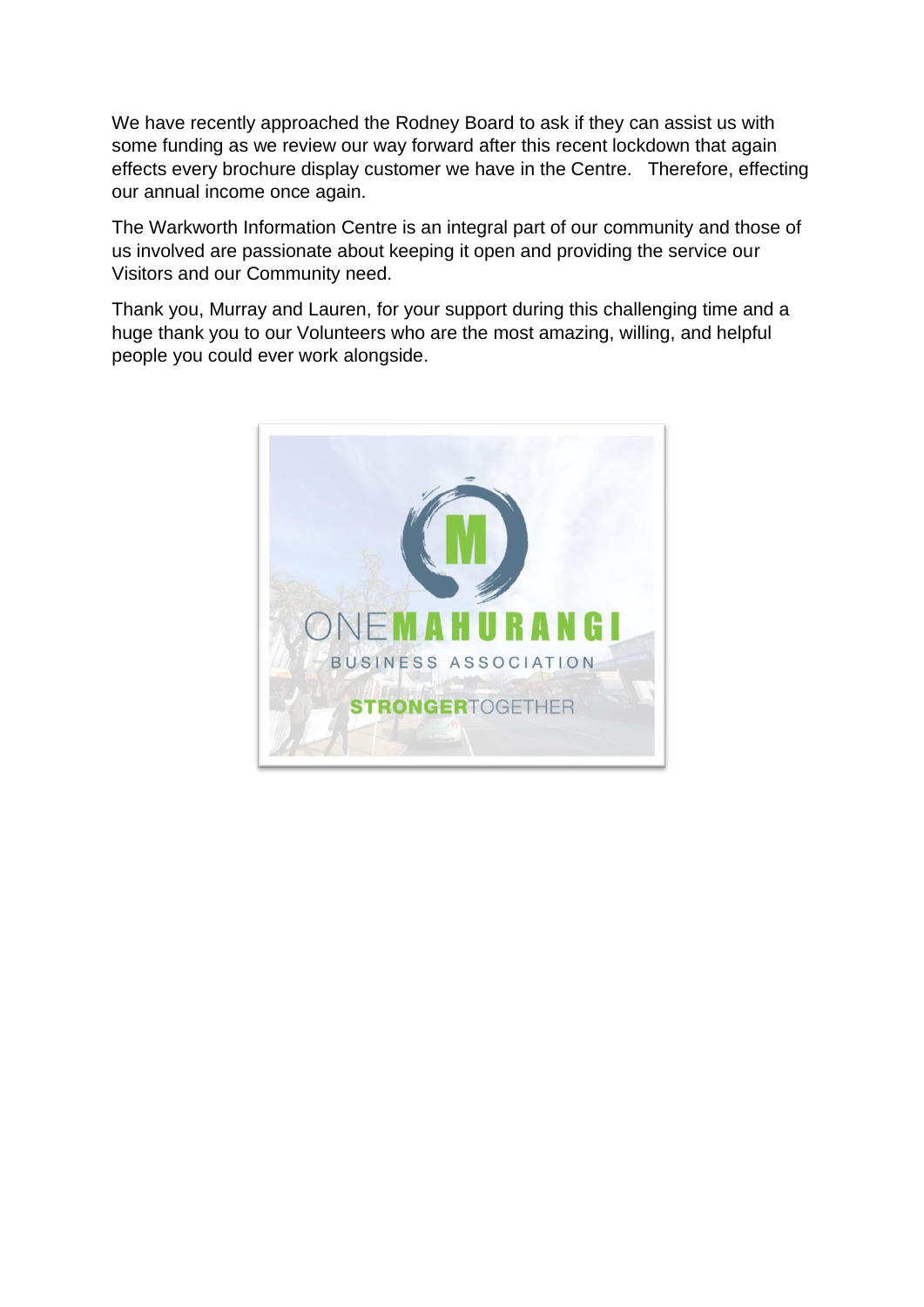We have recently approached the Rodney Board to ask if they can assist us with some funding as we review our way forward after this recent lockdown that again effects every brochure display customer we have in the Centre.   Therefore, effecting our annual income once again.

The Warkworth Information Centre is an integral part of our community and those of us involved are passionate about keeping it open and providing the service our Visitors and our Community need.

Thank you, Murray and Lauren, for your support during this challenging time and a huge thank you to our Volunteers who are the most amazing, willing, and helpful people you could ever work alongside.

ONE**MAHURANGI**

BUSINESS ASSOCIATION

**STRONGER**TOGETHER